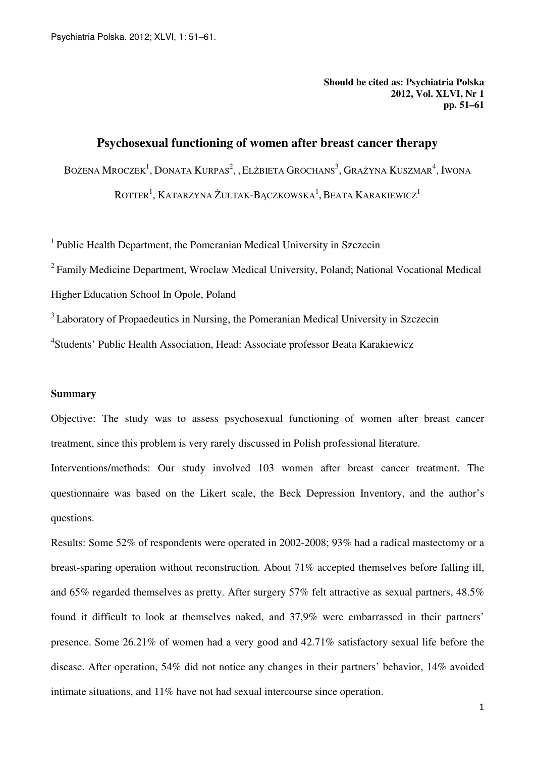**Should be cited as: Psychiatria Polska**
**2012, Vol. XLVI, Nr 1**
**pp. 51–61**

# Psychosexual functioning of women after breast cancer therapy

Bożena Mroczek[1], Donata Kurpas[2], , Elżbieta Grochans[3], Grażyna Kuszmar[4], Iwona Rotter[1], Katarzyna Żułtak-Bączkowska[1], Beata Karakiewicz[1]

[1] Public Health Department, the Pomeranian Medical University in Szczecin

[2] Family Medicine Department, Wroclaw Medical University, Poland; National Vocational Medical Higher Education School In Opole, Poland

[3] Laboratory of Propaedeutics in Nursing, the Pomeranian Medical University in Szczecin

[4] Students' Public Health Association, Head: Associate professor Beata Karakiewicz

## Summary

Objective: The study was to assess psychosexual functioning of women after breast cancer treatment, since this problem is very rarely discussed in Polish professional literature.

Interventions/methods: Our study involved 103 women after breast cancer treatment. The questionnaire was based on the Likert scale, the Beck Depression Inventory, and the author's questions.

Results: Some 52% of respondents were operated in 2002-2008; 93% had a radical mastectomy or a breast-sparing operation without reconstruction. About 71% accepted themselves before falling ill, and 65% regarded themselves as pretty. After surgery 57% felt attractive as sexual partners, 48.5% found it difficult to look at themselves naked, and 37,9% were embarrassed in their partners' presence. Some 26.21% of women had a very good and 42.71% satisfactory sexual life before the disease. After operation, 54% did not notice any changes in their partners' behavior, 14% avoided intimate situations, and 11% have not had sexual intercourse since operation.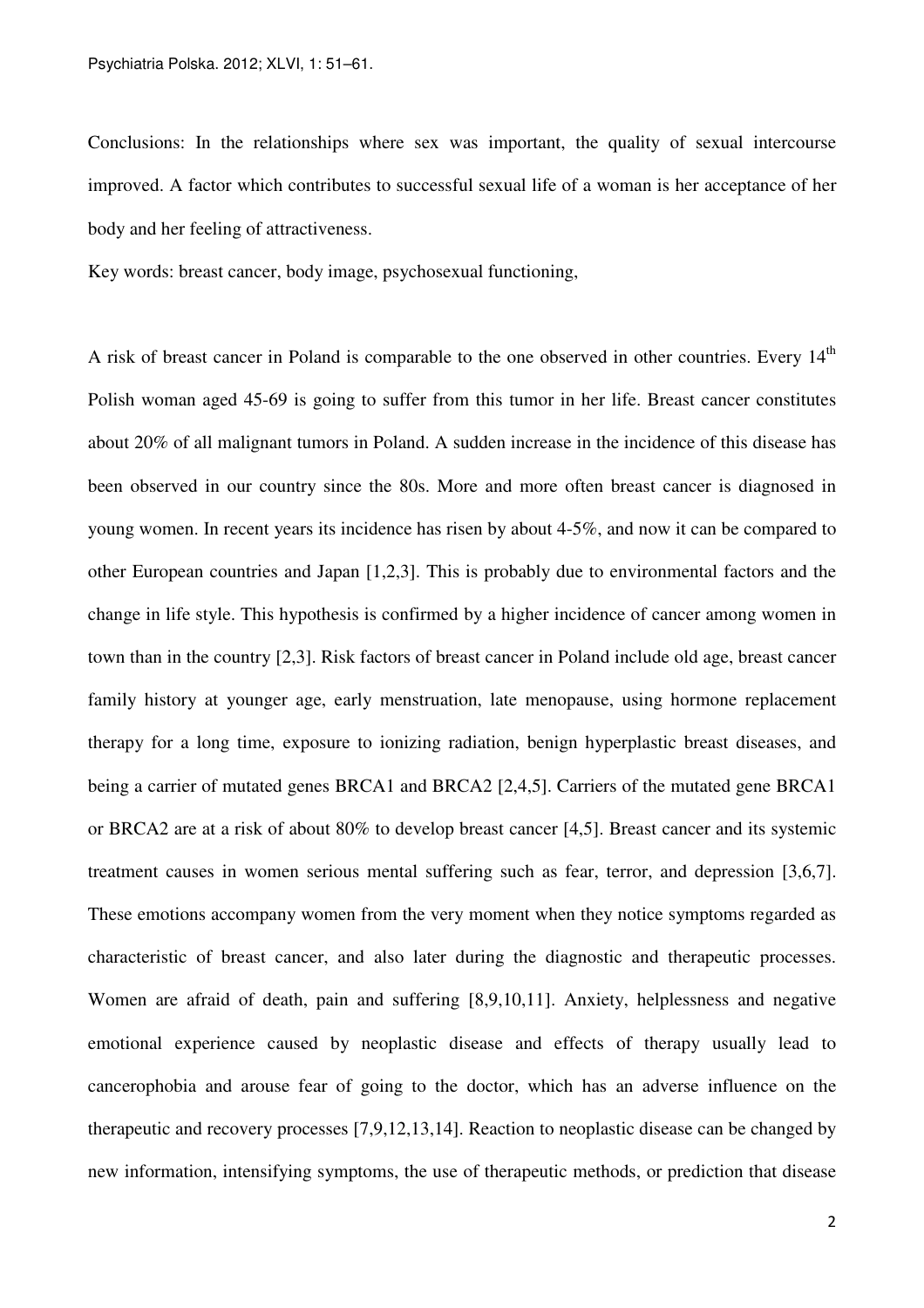Conclusions: In the relationships where sex was important, the quality of sexual intercourse improved. A factor which contributes to successful sexual life of a woman is her acceptance of her body and her feeling of attractiveness.

Key words: breast cancer, body image, psychosexual functioning,

A risk of breast cancer in Poland is comparable to the one observed in other countries. Every 14$^{th}$ Polish woman aged 45-69 is going to suffer from this tumor in her life. Breast cancer constitutes about 20% of all malignant tumors in Poland. A sudden increase in the incidence of this disease has been observed in our country since the 80s. More and more often breast cancer is diagnosed in young women. In recent years its incidence has risen by about 4-5%, and now it can be compared to other European countries and Japan [1,2,3]. This is probably due to environmental factors and the change in life style. This hypothesis is confirmed by a higher incidence of cancer among women in town than in the country [2,3]. Risk factors of breast cancer in Poland include old age, breast cancer family history at younger age, early menstruation, late menopause, using hormone replacement therapy for a long time, exposure to ionizing radiation, benign hyperplastic breast diseases, and being a carrier of mutated genes BRCA1 and BRCA2 [2,4,5]. Carriers of the mutated gene BRCA1 or BRCA2 are at a risk of about 80% to develop breast cancer [4,5]. Breast cancer and its systemic treatment causes in women serious mental suffering such as fear, terror, and depression [3,6,7]. These emotions accompany women from the very moment when they notice symptoms regarded as characteristic of breast cancer, and also later during the diagnostic and therapeutic processes. Women are afraid of death, pain and suffering [8,9,10,11]. Anxiety, helplessness and negative emotional experience caused by neoplastic disease and effects of therapy usually lead to cancerophobia and arouse fear of going to the doctor, which has an adverse influence on the therapeutic and recovery processes [7,9,12,13,14]. Reaction to neoplastic disease can be changed by new information, intensifying symptoms, the use of therapeutic methods, or prediction that disease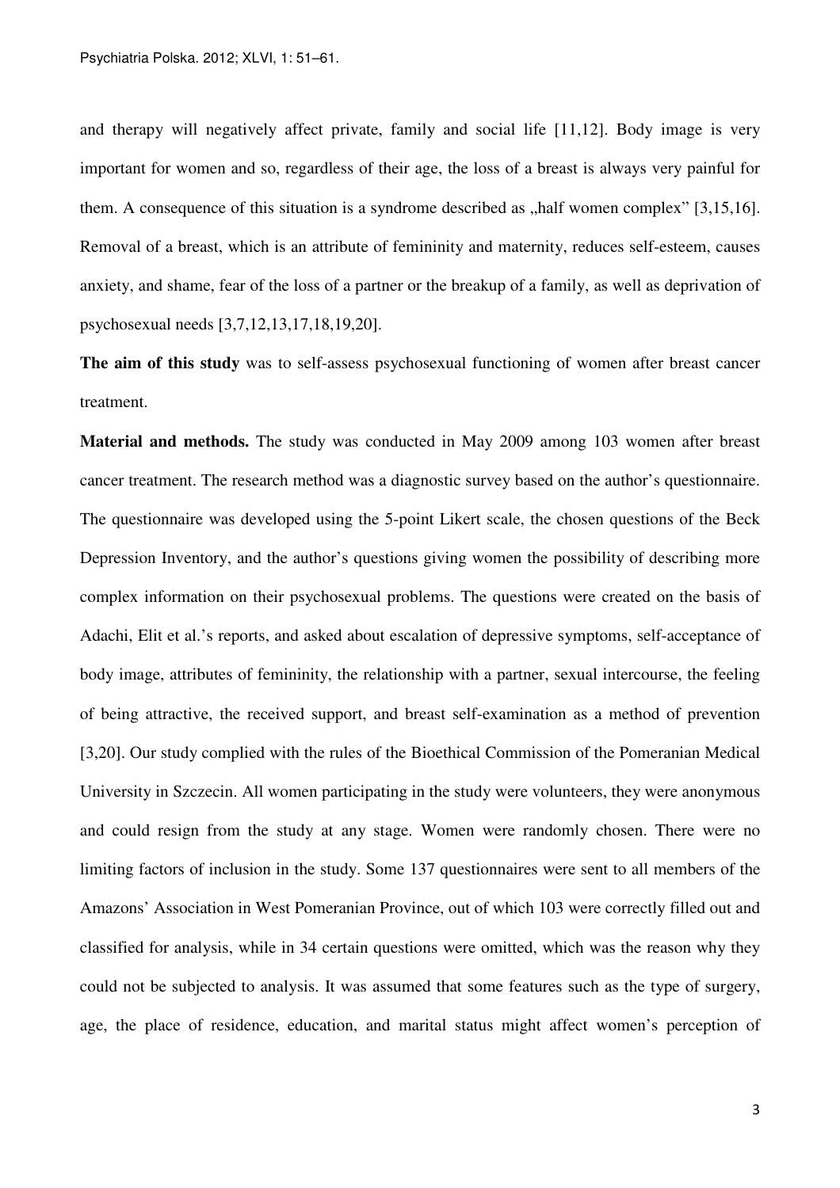and therapy will negatively affect private, family and social life [11,12]. Body image is very important for women and so, regardless of their age, the loss of a breast is always very painful for them. A consequence of this situation is a syndrome described as „half women complex" [3,15,16]. Removal of a breast, which is an attribute of femininity and maternity, reduces self-esteem, causes anxiety, and shame, fear of the loss of a partner or the breakup of a family, as well as deprivation of psychosexual needs [3,7,12,13,17,18,19,20].

**The aim of this study** was to self-assess psychosexual functioning of women after breast cancer treatment.

**Material and methods.** The study was conducted in May 2009 among 103 women after breast cancer treatment. The research method was a diagnostic survey based on the author's questionnaire. The questionnaire was developed using the 5-point Likert scale, the chosen questions of the Beck Depression Inventory, and the author's questions giving women the possibility of describing more complex information on their psychosexual problems. The questions were created on the basis of Adachi, Elit et al.'s reports, and asked about escalation of depressive symptoms, self-acceptance of body image, attributes of femininity, the relationship with a partner, sexual intercourse, the feeling of being attractive, the received support, and breast self-examination as a method of prevention [3,20]. Our study complied with the rules of the Bioethical Commission of the Pomeranian Medical University in Szczecin. All women participating in the study were volunteers, they were anonymous and could resign from the study at any stage. Women were randomly chosen. There were no limiting factors of inclusion in the study. Some 137 questionnaires were sent to all members of the Amazons' Association in West Pomeranian Province, out of which 103 were correctly filled out and classified for analysis, while in 34 certain questions were omitted, which was the reason why they could not be subjected to analysis. It was assumed that some features such as the type of surgery, age, the place of residence, education, and marital status might affect women's perception of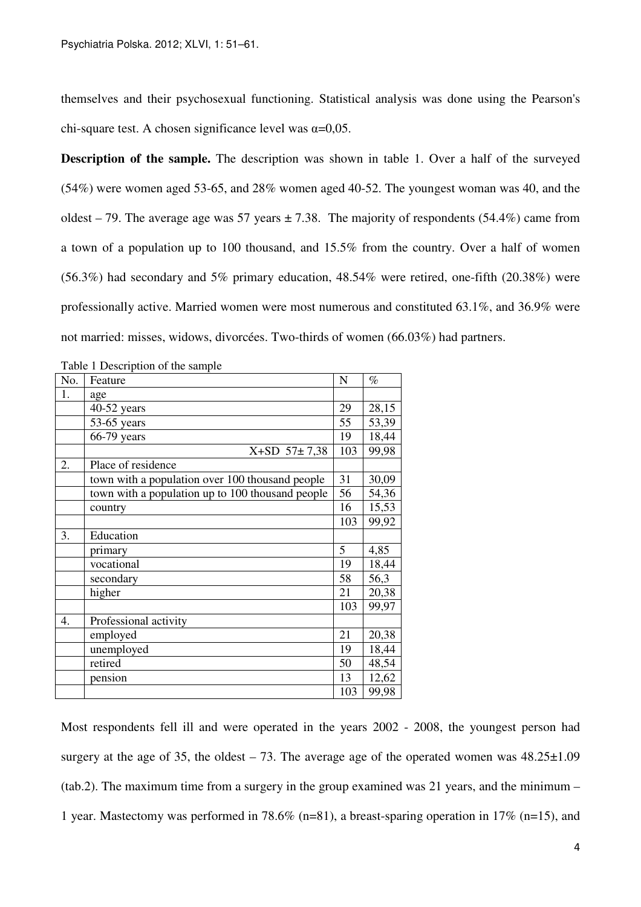themselves and their psychosexual functioning. Statistical analysis was done using the Pearson's chi-square test. A chosen significance level was α=0,05.

**Description of the sample.** The description was shown in table 1. Over a half of the surveyed (54%) were women aged 53-65, and 28% women aged 40-52. The youngest woman was 40, and the oldest – 79. The average age was 57 years ± 7.38. The majority of respondents (54.4%) came from a town of a population up to 100 thousand, and 15.5% from the country. Over a half of women (56.3%) had secondary and 5% primary education, 48.54% were retired, one-fifth (20.38%) were professionally active. Married women were most numerous and constituted 63.1%, and 36.9% were not married: misses, widows, divorcées. Two-thirds of women (66.03%) had partners.

Table 1 Description of the sample

| No. | Feature | N | % |
|---|---|---|---|
| 1. | age | | |
| | 40-52 years | 29 | 28,15 |
| | 53-65 years | 55 | 53,39 |
| | 66-79 years | 19 | 18,44 |
| | X+SD 57± 7,38 | 103 | 99,98 |
| 2. | Place of residence | | |
| | town with a population over 100 thousand people | 31 | 30,09 |
| | town with a population up to 100 thousand people | 56 | 54,36 |
| | country | 16 | 15,53 |
| | | 103 | 99,92 |
| 3. | Education | | |
| | primary | 5 | 4,85 |
| | vocational | 19 | 18,44 |
| | secondary | 58 | 56,3 |
| | higher | 21 | 20,38 |
| | | 103 | 99,97 |
| 4. | Professional activity | | |
| | employed | 21 | 20,38 |
| | unemployed | 19 | 18,44 |
| | retired | 50 | 48,54 |
| | pension | 13 | 12,62 |
| | | 103 | 99,98 |

Most respondents fell ill and were operated in the years 2002 - 2008, the youngest person had surgery at the age of 35, the oldest – 73. The average age of the operated women was 48.25±1.09 (tab.2). The maximum time from a surgery in the group examined was 21 years, and the minimum – 1 year. Mastectomy was performed in 78.6% (n=81), a breast-sparing operation in 17% (n=15), and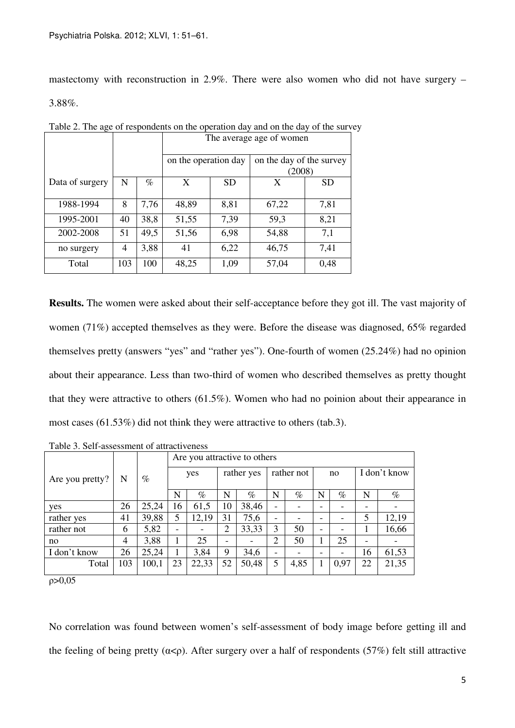mastectomy with reconstruction in 2.9%. There were also women who did not have surgery – 3.88%.

Table 2. The age of respondents on the operation day and on the day of the survey

| Data of surgery | N | % | The average age of women | | | |
|---|---|---|---|---|---|---|
| | | | on the operation day | | on the day of the survey (2008) | |
| | | | X | SD | X | SD |
| 1988-1994 | 8 | 7,76 | 48,89 | 8,81 | 67,22 | 7,81 |
| 1995-2001 | 40 | 38,8 | 51,55 | 7,39 | 59,3 | 8,21 |
| 2002-2008 | 51 | 49,5 | 51,56 | 6,98 | 54,88 | 7,1 |
| no surgery | 4 | 3,88 | 41 | 6,22 | 46,75 | 7,41 |
| Total | 103 | 100 | 48,25 | 1,09 | 57,04 | 0,48 |

**Results.** The women were asked about their self-acceptance before they got ill. The vast majority of women (71%) accepted themselves as they were. Before the disease was diagnosed, 65% regarded themselves pretty (answers "yes" and "rather yes"). One-fourth of women (25.24%) had no opinion about their appearance. Less than two-third of women who described themselves as pretty thought that they were attractive to others (61.5%). Women who had no poinion about their appearance in most cases (61.53%) did not think they were attractive to others (tab.3).

Table 3. Self-assessment of attractiveness

| Are you pretty? | N | % | Are you attractive to others | | | | | | | | | |
|---|---|---|---|---|---|---|---|---|---|---|---|---|
| | | | yes | | rather yes | | rather not | | no | | I don't know | |
| | | | N | % | N | % | N | % | N | % | N | % |
| yes | 26 | 25,24 | 16 | 61,5 | 10 | 38,46 | - | - | - | - | - | - |
| rather yes | 41 | 39,88 | 5 | 12,19 | 31 | 75,6 | - | - | - | - | 5 | 12,19 |
| rather not | 6 | 5,82 | - | - | 2 | 33,33 | 3 | 50 | - | - | 1 | 16,66 |
| no | 4 | 3,88 | 1 | 25 | - | - | 2 | 50 | 1 | 25 | - | - |
| I don't know | 26 | 25,24 | 1 | 3,84 | 9 | 34,6 | - | - | - | - | 16 | 61,53 |
| Total | 103 | 100,1 | 23 | 22,33 | 52 | 50,48 | 5 | 4,85 | 1 | 0,97 | 22 | 21,35 |

$\rho > 0{,}05$

No correlation was found between women's self-assessment of body image before getting ill and the feeling of being pretty ($\alpha < \rho$). After surgery over a half of respondents (57%) felt still attractive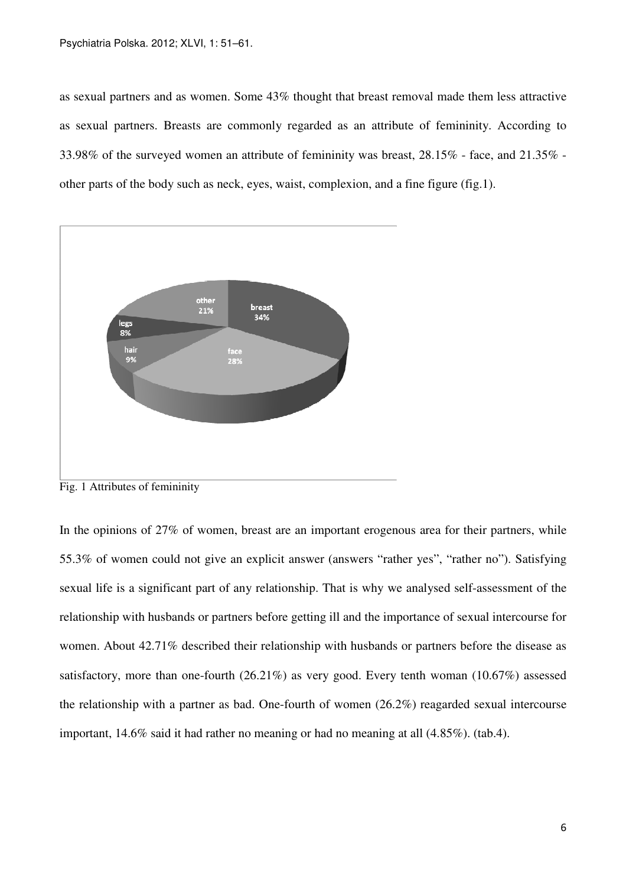as sexual partners and as women. Some 43% thought that breast removal made them less attractive as sexual partners. Breasts are commonly regarded as an attribute of femininity. According to 33.98% of the surveyed women an attribute of femininity was breast, 28.15% - face, and 21.35% - other parts of the body such as neck, eyes, waist, complexion, and a fine figure (fig.1).

Fig. 1 Attributes of femininity

In the opinions of 27% of women, breast are an important erogenous area for their partners, while 55.3% of women could not give an explicit answer (answers "rather yes", "rather no"). Satisfying sexual life is a significant part of any relationship. That is why we analysed self-assessment of the relationship with husbands or partners before getting ill and the importance of sexual intercourse for women. About 42.71% described their relationship with husbands or partners before the disease as satisfactory, more than one-fourth (26.21%) as very good. Every tenth woman (10.67%) assessed the relationship with a partner as bad. One-fourth of women (26.2%) reagarded sexual intercourse important, 14.6% said it had rather no meaning or had no meaning at all (4.85%). (tab.4).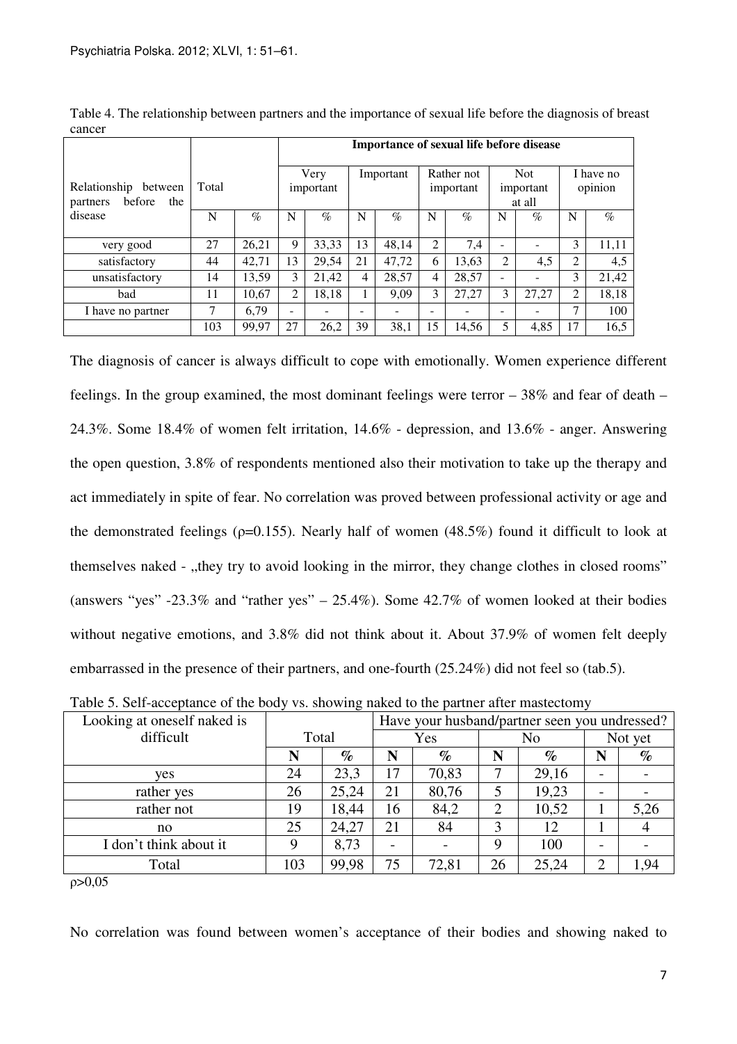Table 4. The relationship between partners and the importance of sexual life before the diagnosis of breast cancer

| Relationship between partners before the disease | Total | | Importance of sexual life before disease | | | | | | | | | |
|---|---|---|---|---|---|---|---|---|---|---|---|---|
| | | | Very important | | Important | | Rather not important | | Not important at all | | I have no opinion | |
| | N | % | N | % | N | % | N | % | N | % | N | % |
| very good | 27 | 26,21 | 9 | 33,33 | 13 | 48,14 | 2 | 7,4 | - | - | 3 | 11,11 |
| satisfactory | 44 | 42,71 | 13 | 29,54 | 21 | 47,72 | 6 | 13,63 | 2 | 4,5 | 2 | 4,5 |
| unsatisfactory | 14 | 13,59 | 3 | 21,42 | 4 | 28,57 | 4 | 28,57 | - | - | 3 | 21,42 |
| bad | 11 | 10,67 | 2 | 18,18 | 1 | 9,09 | 3 | 27,27 | 3 | 27,27 | 2 | 18,18 |
| I have no partner | 7 | 6,79 | - | - | - | - | - | - | - | - | 7 | 100 |
| | 103 | 99,97 | 27 | 26,2 | 39 | 38,1 | 15 | 14,56 | 5 | 4,85 | 17 | 16,5 |

The diagnosis of cancer is always difficult to cope with emotionally. Women experience different feelings. In the group examined, the most dominant feelings were terror – 38% and fear of death – 24.3%. Some 18.4% of women felt irritation, 14.6% - depression, and 13.6% - anger. Answering the open question, 3.8% of respondents mentioned also their motivation to take up the therapy and act immediately in spite of fear. No correlation was proved between professional activity or age and the demonstrated feelings (ρ=0.155). Nearly half of women (48.5%) found it difficult to look at themselves naked - „they try to avoid looking in the mirror, they change clothes in closed rooms" (answers "yes" -23.3% and "rather yes" – 25.4%). Some 42.7% of women looked at their bodies without negative emotions, and 3.8% did not think about it. About 37.9% of women felt deeply embarrassed in the presence of their partners, and one-fourth (25.24%) did not feel so (tab.5).

Table 5. Self-acceptance of the body vs. showing naked to the partner after mastectomy

| Looking at oneself naked is difficult | Total | | Have your husband/partner seen you undressed? | | | | | |
|---|---|---|---|---|---|---|---|---|
| | | | Yes | | No | | Not yet | |
| | **N** | **%** | **N** | **%** | **N** | **%** | **N** | **%** |
| yes | 24 | 23,3 | 17 | 70,83 | 7 | 29,16 | - | - |
| rather yes | 26 | 25,24 | 21 | 80,76 | 5 | 19,23 | - | - |
| rather not | 19 | 18,44 | 16 | 84,2 | 2 | 10,52 | 1 | 5,26 |
| no | 25 | 24,27 | 21 | 84 | 3 | 12 | 1 | 4 |
| I don't think about it | 9 | 8,73 | - | - | 9 | 100 | - | - |
| Total | 103 | 99,98 | 75 | 72,81 | 26 | 25,24 | 2 | 1,94 |

ρ>0,05

No correlation was found between women's acceptance of their bodies and showing naked to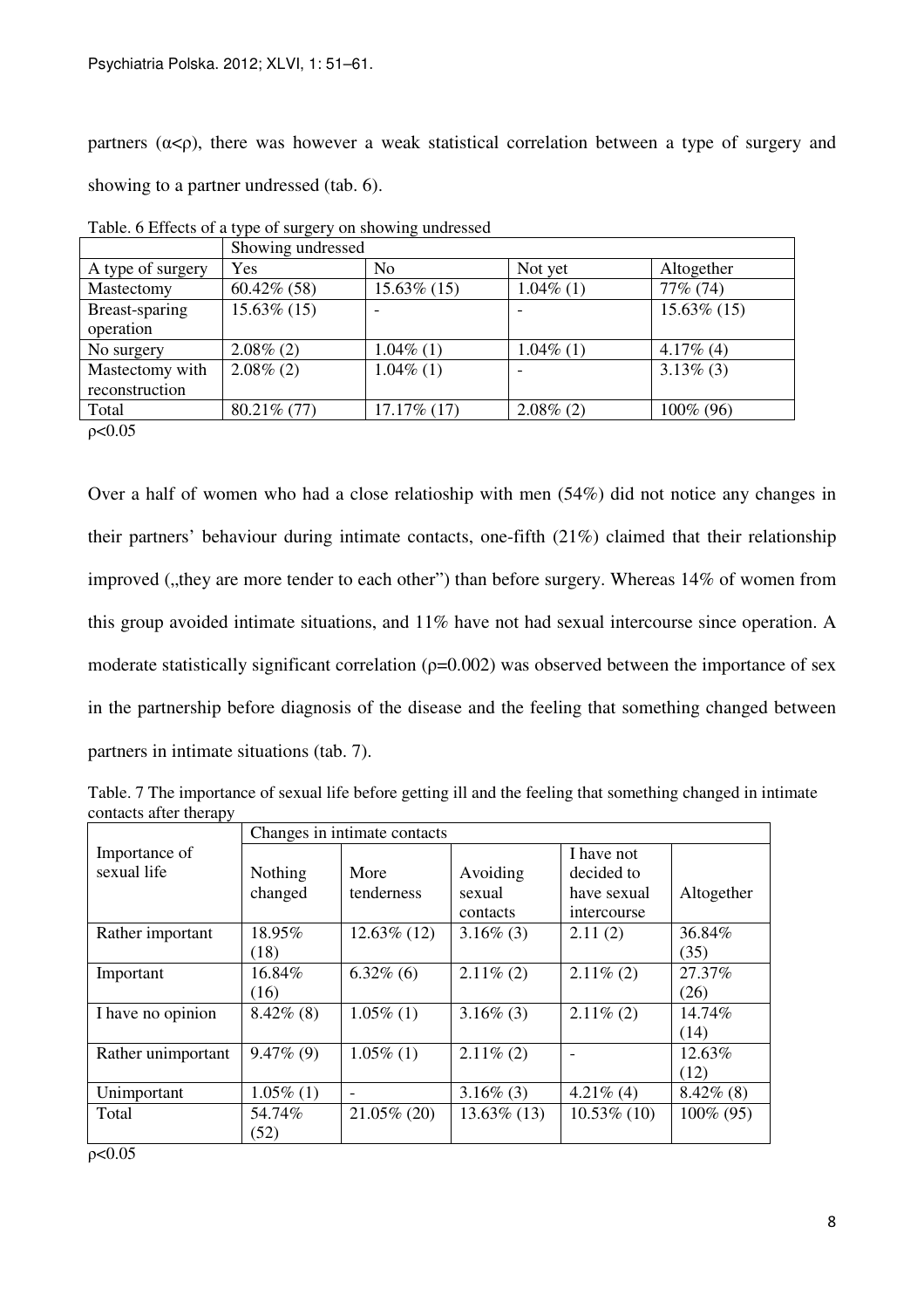partners ($\alpha<\rho$), there was however a weak statistical correlation between a type of surgery and showing to a partner undressed (tab. 6).

Table. 6 Effects of a type of surgery on showing undressed

| | Showing undressed | | | |
|---|---|---|---|---|
| A type of surgery | Yes | No | Not yet | Altogether |
| Mastectomy | 60.42% (58) | 15.63% (15) | 1.04% (1) | 77% (74) |
| Breast-sparing operation | 15.63% (15) | - | - | 15.63% (15) |
| No surgery | 2.08% (2) | 1.04% (1) | 1.04% (1) | 4.17% (4) |
| Mastectomy with reconstruction | 2.08% (2) | 1.04% (1) | - | 3.13% (3) |
| Total | 80.21% (77) | 17.17% (17) | 2.08% (2) | 100% (96) |

$\rho<0.05$

Over a half of women who had a close relatioship with men (54%) did not notice any changes in their partners' behaviour during intimate contacts, one-fifth (21%) claimed that their relationship improved („they are more tender to each other") than before surgery. Whereas 14% of women from this group avoided intimate situations, and 11% have not had sexual intercourse since operation. A moderate statistically significant correlation ($\rho=0.002$) was observed between the importance of sex in the partnership before diagnosis of the disease and the feeling that something changed between partners in intimate situations (tab. 7).

Table. 7 The importance of sexual life before getting ill and the feeling that something changed in intimate contacts after therapy

| Importance of sexual life | Changes in intimate contacts | | | | |
|---|---|---|---|---|---|
| | Nothing changed | More tenderness | Avoiding sexual contacts | I have not decided to have sexual intercourse | Altogether |
| Rather important | 18.95% (18) | 12.63% (12) | 3.16% (3) | 2.11 (2) | 36.84% (35) |
| Important | 16.84% (16) | 6.32% (6) | 2.11% (2) | 2.11% (2) | 27.37% (26) |
| I have no opinion | 8.42% (8) | 1.05% (1) | 3.16% (3) | 2.11% (2) | 14.74% (14) |
| Rather unimportant | 9.47% (9) | 1.05% (1) | 2.11% (2) | - | 12.63% (12) |
| Unimportant | 1.05% (1) | - | 3.16% (3) | 4.21% (4) | 8.42% (8) |
| Total | 54.74% (52) | 21.05% (20) | 13.63% (13) | 10.53% (10) | 100% (95) |

$\rho<0.05$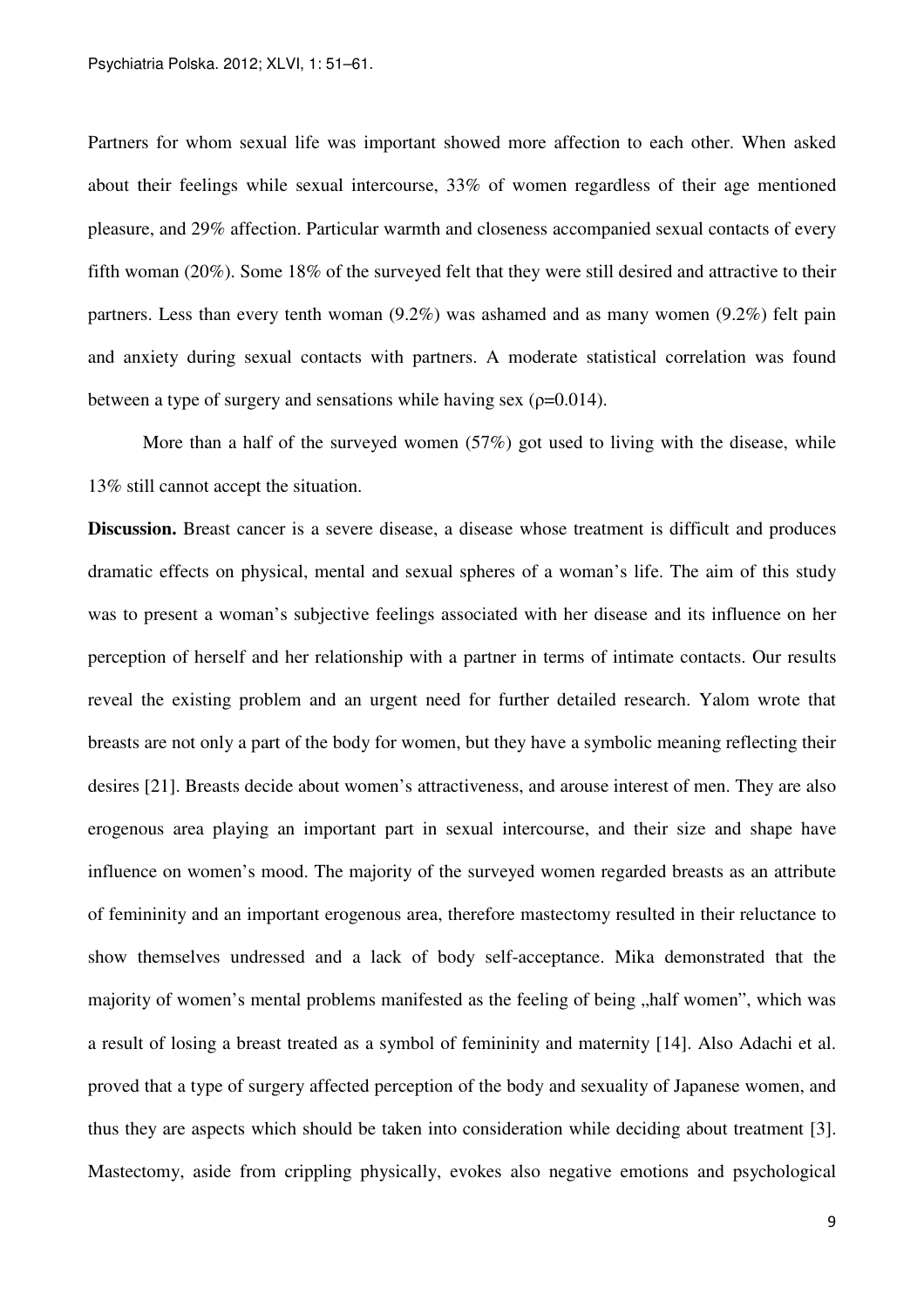Partners for whom sexual life was important showed more affection to each other. When asked about their feelings while sexual intercourse, 33% of women regardless of their age mentioned pleasure, and 29% affection. Particular warmth and closeness accompanied sexual contacts of every fifth woman (20%). Some 18% of the surveyed felt that they were still desired and attractive to their partners. Less than every tenth woman (9.2%) was ashamed and as many women (9.2%) felt pain and anxiety during sexual contacts with partners. A moderate statistical correlation was found between a type of surgery and sensations while having sex ($\rho$=0.014).

More than a half of the surveyed women (57%) got used to living with the disease, while 13% still cannot accept the situation.

**Discussion.** Breast cancer is a severe disease, a disease whose treatment is difficult and produces dramatic effects on physical, mental and sexual spheres of a woman's life. The aim of this study was to present a woman's subjective feelings associated with her disease and its influence on her perception of herself and her relationship with a partner in terms of intimate contacts. Our results reveal the existing problem and an urgent need for further detailed research. Yalom wrote that breasts are not only a part of the body for women, but they have a symbolic meaning reflecting their desires [21]. Breasts decide about women's attractiveness, and arouse interest of men. They are also erogenous area playing an important part in sexual intercourse, and their size and shape have influence on women's mood. The majority of the surveyed women regarded breasts as an attribute of femininity and an important erogenous area, therefore mastectomy resulted in their reluctance to show themselves undressed and a lack of body self-acceptance. Mika demonstrated that the majority of women's mental problems manifested as the feeling of being „half women", which was a result of losing a breast treated as a symbol of femininity and maternity [14]. Also Adachi et al. proved that a type of surgery affected perception of the body and sexuality of Japanese women, and thus they are aspects which should be taken into consideration while deciding about treatment [3]. Mastectomy, aside from crippling physically, evokes also negative emotions and psychological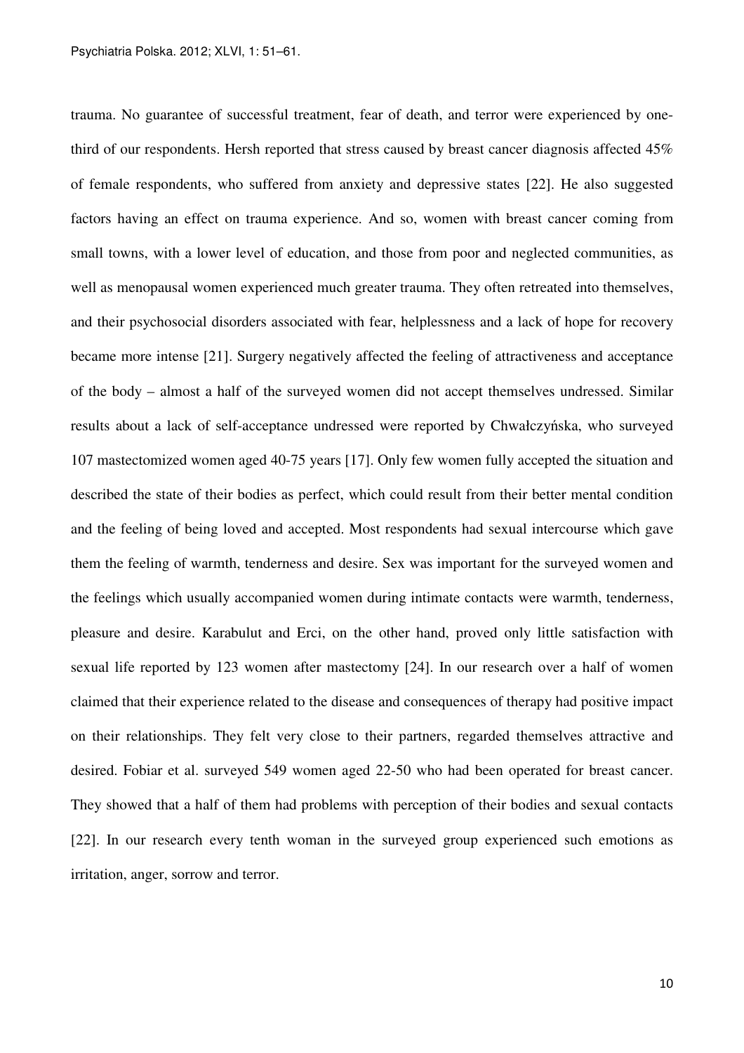trauma. No guarantee of successful treatment, fear of death, and terror were experienced by one-third of our respondents. Hersh reported that stress caused by breast cancer diagnosis affected 45% of female respondents, who suffered from anxiety and depressive states [22]. He also suggested factors having an effect on trauma experience. And so, women with breast cancer coming from small towns, with a lower level of education, and those from poor and neglected communities, as well as menopausal women experienced much greater trauma. They often retreated into themselves, and their psychosocial disorders associated with fear, helplessness and a lack of hope for recovery became more intense [21]. Surgery negatively affected the feeling of attractiveness and acceptance of the body – almost a half of the surveyed women did not accept themselves undressed. Similar results about a lack of self-acceptance undressed were reported by Chwałczyńska, who surveyed 107 mastectomized women aged 40-75 years [17]. Only few women fully accepted the situation and described the state of their bodies as perfect, which could result from their better mental condition and the feeling of being loved and accepted. Most respondents had sexual intercourse which gave them the feeling of warmth, tenderness and desire. Sex was important for the surveyed women and the feelings which usually accompanied women during intimate contacts were warmth, tenderness, pleasure and desire. Karabulut and Erci, on the other hand, proved only little satisfaction with sexual life reported by 123 women after mastectomy [24]. In our research over a half of women claimed that their experience related to the disease and consequences of therapy had positive impact on their relationships. They felt very close to their partners, regarded themselves attractive and desired. Fobiar et al. surveyed 549 women aged 22-50 who had been operated for breast cancer. They showed that a half of them had problems with perception of their bodies and sexual contacts [22]. In our research every tenth woman in the surveyed group experienced such emotions as irritation, anger, sorrow and terror.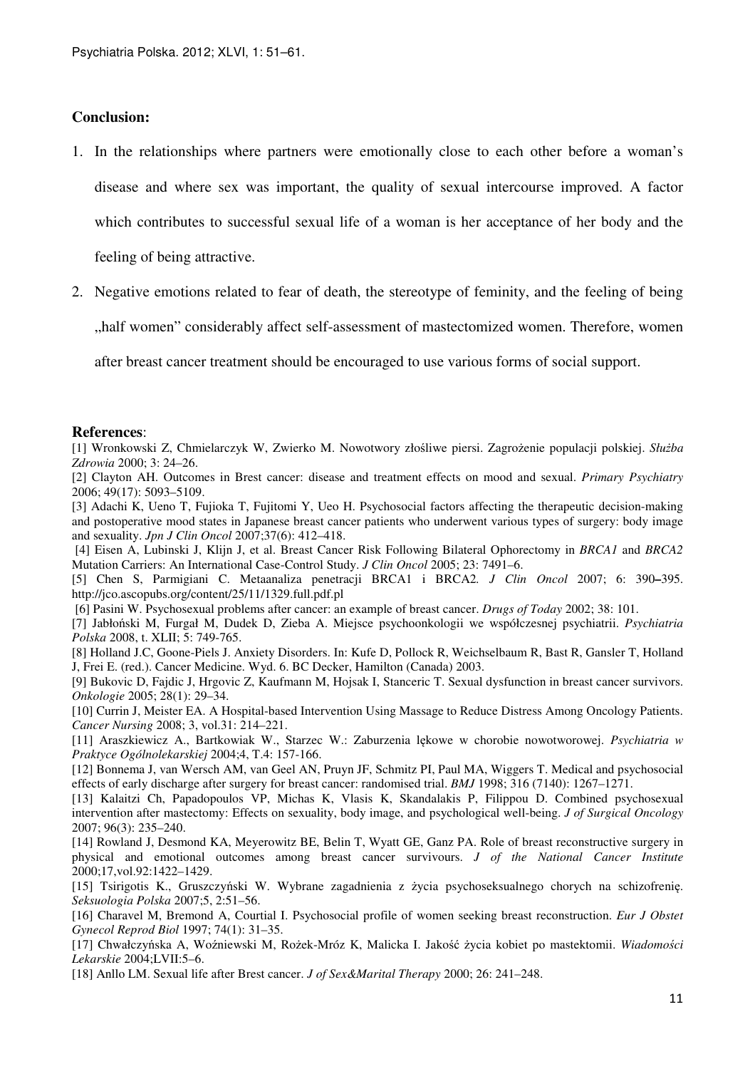**Conclusion:**

1. In the relationships where partners were emotionally close to each other before a woman's disease and where sex was important, the quality of sexual intercourse improved. A factor which contributes to successful sexual life of a woman is her acceptance of her body and the feeling of being attractive.
2. Negative emotions related to fear of death, the stereotype of feminity, and the feeling of being „half women" considerably affect self-assessment of mastectomized women. Therefore, women after breast cancer treatment should be encouraged to use various forms of social support.

**References**:

[1] Wronkowski Z, Chmielarczyk W, Zwierko M. Nowotwory złośliwe piersi. Zagrożenie populacji polskiej. *Służba Zdrowia* 2000; 3: 24–26.

[2] Clayton AH. Outcomes in Brest cancer: disease and treatment effects on mood and sexual. *Primary Psychiatry* 2006; 49(17): 5093–5109.

[3] Adachi K, Ueno T, Fujioka T, Fujitomi Y, Ueo H. Psychosocial factors affecting the therapeutic decision-making and postoperative mood states in Japanese breast cancer patients who underwent various types of surgery: body image and sexuality. *Jpn J Clin Oncol* 2007;37(6): 412–418.

[4] Eisen A, Lubinski J, Klijn J, et al. Breast Cancer Risk Following Bilateral Ophorectomy in *BRCA1* and *BRCA2* Mutation Carriers: An International Case-Control Study. *J Clin Oncol* 2005; 23: 7491–6.

[5] Chen S, Parmigiani C. Metaanaliza penetracji BRCA1 i BRCA2. *J Clin Oncol* 2007; 6: 390–395. http://jco.ascopubs.org/content/25/11/1329.full.pdf.pl

[6] Pasini W. Psychosexual problems after cancer: an example of breast cancer. *Drugs of Today* 2002; 38: 101.

[7] Jabłoński M, Furgał M, Dudek D, Zieba A. Miejsce psychoonkologii we współczesnej psychiatrii. *Psychiatria Polska* 2008, t. XLII; 5: 749-765.

[8] Holland J.C, Goone-Piels J. Anxiety Disorders. In: Kufe D, Pollock R, Weichselbaum R, Bast R, Gansler T, Holland J, Frei E. (red.). Cancer Medicine. Wyd. 6. BC Decker, Hamilton (Canada) 2003.

[9] Bukovic D, Fajdic J, Hrgovic Z, Kaufmann M, Hojsak I, Stanceric T. Sexual dysfunction in breast cancer survivors. *Onkologie* 2005; 28(1): 29–34.

[10] Currin J, Meister EA. A Hospital-based Intervention Using Massage to Reduce Distress Among Oncology Patients. *Cancer Nursing* 2008; 3, vol.31: 214–221.

[11] Araszkiewicz A., Bartkowiak W., Starzec W.: Zaburzenia lękowe w chorobie nowotworowej. *Psychiatria w Praktyce Ogólnolekarskiej* 2004;4, T.4: 157-166.

[12] Bonnema J, van Wersch AM, van Geel AN, Pruyn JF, Schmitz PI, Paul MA, Wiggers T. Medical and psychosocial effects of early discharge after surgery for breast cancer: randomised trial. *BMJ* 1998; 316 (7140): 1267–1271.

[13] Kalaitzi Ch, Papadopoulos VP, Michas K, Vlasis K, Skandalakis P, Filippou D. Combined psychosexual intervention after mastectomy: Effects on sexuality, body image, and psychological well-being. *J of Surgical Oncology* 2007; 96(3): 235–240.

[14] Rowland J, Desmond KA, Meyerowitz BE, Belin T, Wyatt GE, Ganz PA. Role of breast reconstructive surgery in physical and emotional outcomes among breast cancer survivours. *J of the National Cancer Institute* 2000;17,vol.92:1422–1429.

[15] Tsirigotis K., Gruszczyński W. Wybrane zagadnienia z życia psychoseksualnego chorych na schizofrenię. *Seksuologia Polska* 2007;5, 2:51–56.

[16] Charavel M, Bremond A, Courtial I. Psychosocial profile of women seeking breast reconstruction. *Eur J Obstet Gynecol Reprod Biol* 1997; 74(1): 31–35.

[17] Chwałczyńska A, Woźniewski M, Rożek-Mróz K, Malicka I. Jakość życia kobiet po mastektomii. *Wiadomości Lekarskie* 2004;LVII:5–6.

[18] Anllo LM. Sexual life after Brest cancer. *J of Sex&Marital Therapy* 2000; 26: 241–248.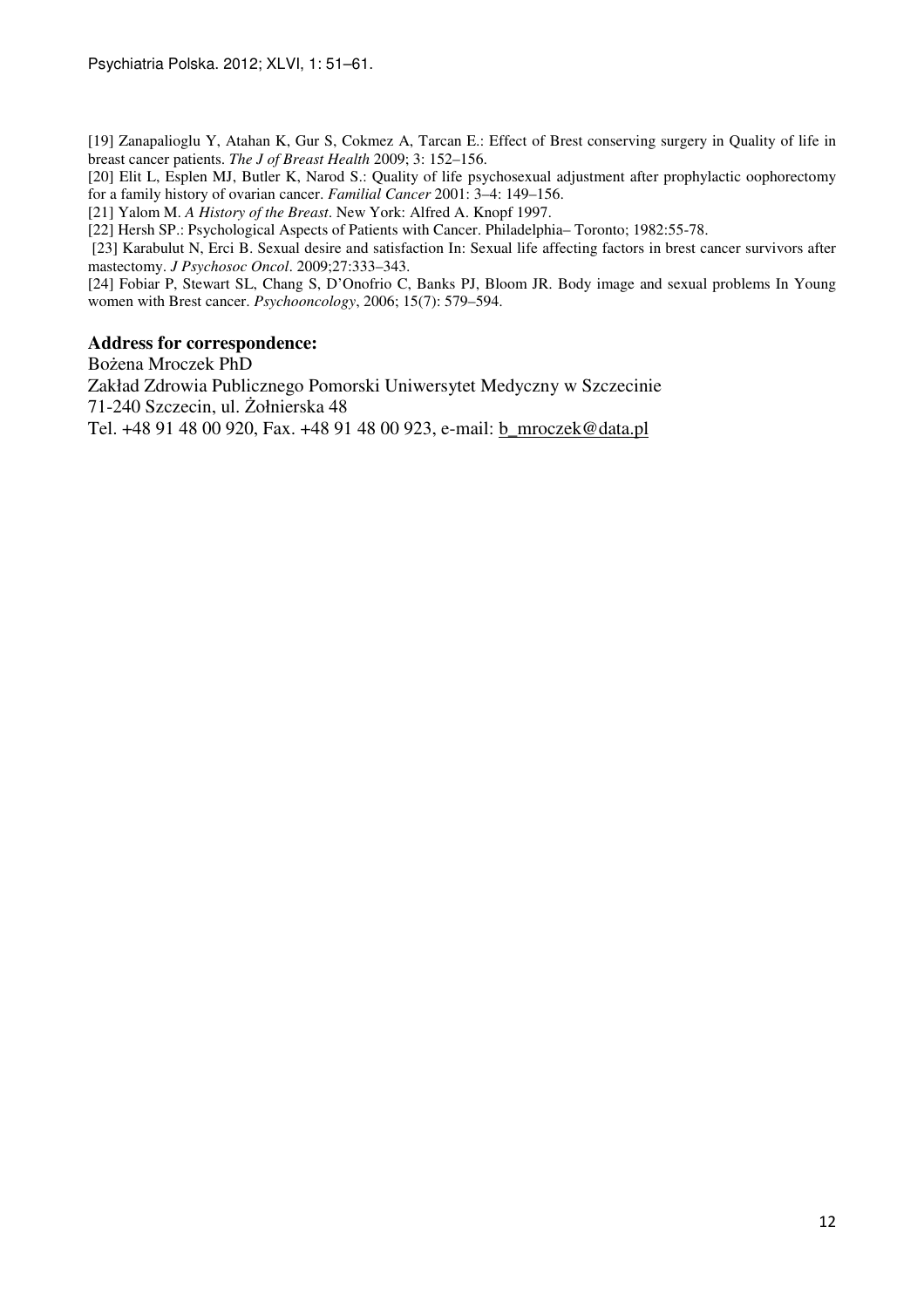[19] Zanapalioglu Y, Atahan K, Gur S, Cokmez A, Tarcan E.: Effect of Brest conserving surgery in Quality of life in breast cancer patients. *The J of Breast Health* 2009; 3: 152–156.

[20] Elit L, Esplen MJ, Butler K, Narod S.: Quality of life psychosexual adjustment after prophylactic oophorectomy for a family history of ovarian cancer. *Familial Cancer* 2001: 3–4: 149–156.

[21] Yalom M. *A History of the Breast*. New York: Alfred A. Knopf 1997.

[22] Hersh SP.: Psychological Aspects of Patients with Cancer. Philadelphia– Toronto; 1982:55-78.

[23] Karabulut N, Erci B. Sexual desire and satisfaction In: Sexual life affecting factors in brest cancer survivors after mastectomy. *J Psychosoc Oncol*. 2009;27:333–343.

[24] Fobiar P, Stewart SL, Chang S, D'Onofrio C, Banks PJ, Bloom JR. Body image and sexual problems In Young women with Brest cancer. *Psychooncology*, 2006; 15(7): 579–594.

**Address for correspondence:**

Bożena Mroczek PhD

Zakład Zdrowia Publicznego Pomorski Uniwersytet Medyczny w Szczecinie

71-240 Szczecin, ul. Żołnierska 48

Tel. +48 91 48 00 920, Fax. +48 91 48 00 923, e-mail: b_mroczek@data.pl